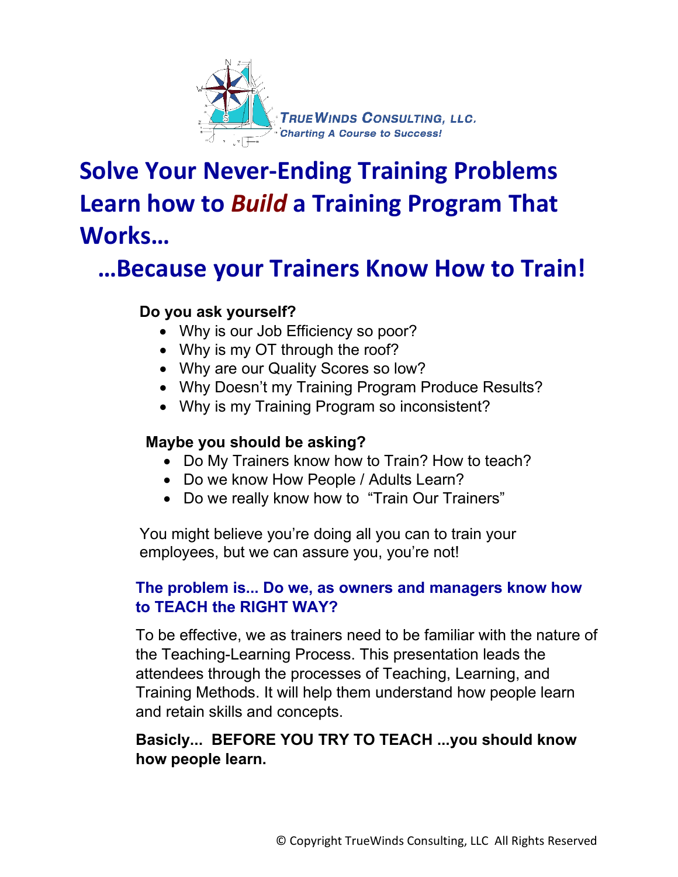TrueWinds Consulting, LLC.
*Charting A Course to Success!*

# Solve Your Never-Ending Training Problems Learn how to *Build* a Training Program That Works…

# …Because your Trainers Know How to Train!

**Do you ask yourself?**

- Why is our Job Efficiency so poor?
- Why is my OT through the roof?
- Why are our Quality Scores so low?
- Why Doesn't my Training Program Produce Results?
- Why is my Training Program so inconsistent?

**Maybe you should be asking?**

- Do My Trainers know how to Train? How to teach?
- Do we know How People / Adults Learn?
- Do we really know how to "Train Our Trainers"

You might believe you're doing all you can to train your employees, but we can assure you, you're not!

**The problem is... Do we, as owners and managers know how to TEACH the RIGHT WAY?**

To be effective, we as trainers need to be familiar with the nature of the Teaching-Learning Process. This presentation leads the attendees through the processes of Teaching, Learning, and Training Methods. It will help them understand how people learn and retain skills and concepts.

**Basicly... BEFORE YOU TRY TO TEACH ...you should know how people learn.**

© Copyright TrueWinds Consulting, LLC All Rights Reserved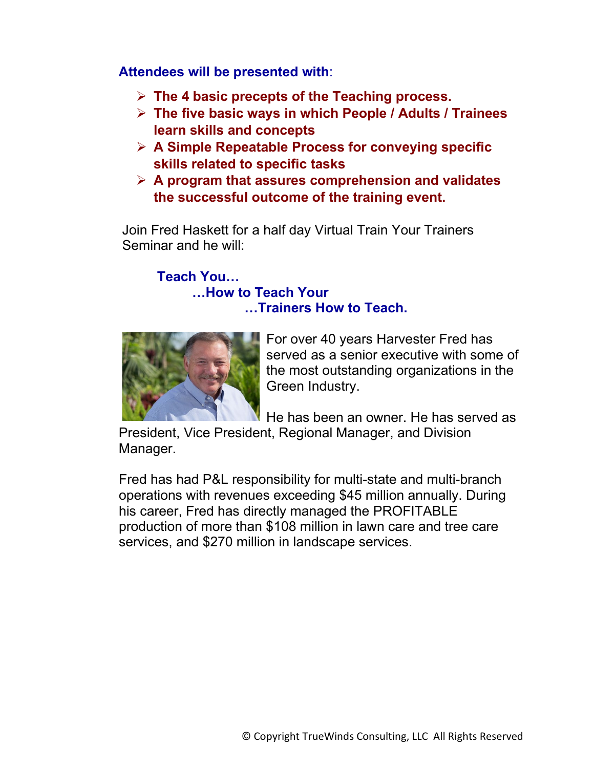**Attendees will be presented with**:

- **The 4 basic precepts of the Teaching process.**
- **The five basic ways in which People / Adults / Trainees learn skills and concepts**
- **A Simple Repeatable Process for conveying specific skills related to specific tasks**
- **A program that assures comprehension and validates the successful outcome of the training event.**

Join Fred Haskett for a half day Virtual Train Your Trainers Seminar and he will:

**Teach You…**
**…How to Teach Your**
**…Trainers How to Teach.**

For over 40 years Harvester Fred has served as a senior executive with some of the most outstanding organizations in the Green Industry.

He has been an owner. He has served as President, Vice President, Regional Manager, and Division Manager.

Fred has had P&L responsibility for multi-state and multi-branch operations with revenues exceeding $45 million annually. During his career, Fred has directly managed the PROFITABLE production of more than $108 million in lawn care and tree care services, and $270 million in landscape services.

© Copyright TrueWinds Consulting, LLC All Rights Reserved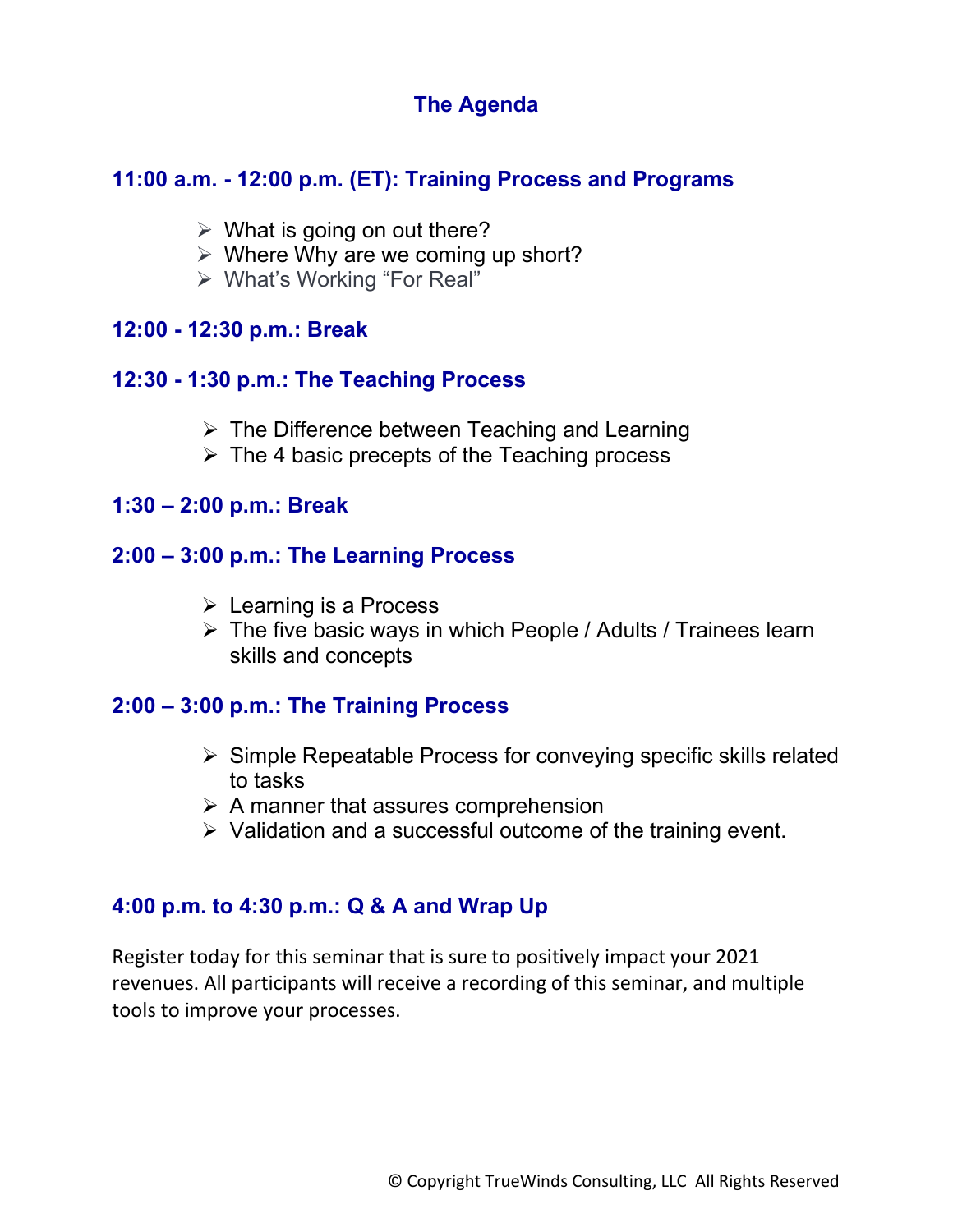## The Agenda

### 11:00 a.m. - 12:00 p.m. (ET): Training Process and Programs

- What is going on out there?
- Where Why are we coming up short?
- What's Working "For Real"

### 12:00 - 12:30 p.m.: Break

### 12:30 - 1:30 p.m.: The Teaching Process

- The Difference between Teaching and Learning
- The 4 basic precepts of the Teaching process

### 1:30 – 2:00 p.m.: Break

### 2:00 – 3:00 p.m.: The Learning Process

- Learning is a Process
- The five basic ways in which People / Adults / Trainees learn skills and concepts

### 2:00 – 3:00 p.m.: The Training Process

- Simple Repeatable Process for conveying specific skills related to tasks
- A manner that assures comprehension
- Validation and a successful outcome of the training event.

### 4:00 p.m. to 4:30 p.m.: Q & A and Wrap Up

Register today for this seminar that is sure to positively impact your 2021 revenues. All participants will receive a recording of this seminar, and multiple tools to improve your processes.

© Copyright TrueWinds Consulting, LLC All Rights Reserved